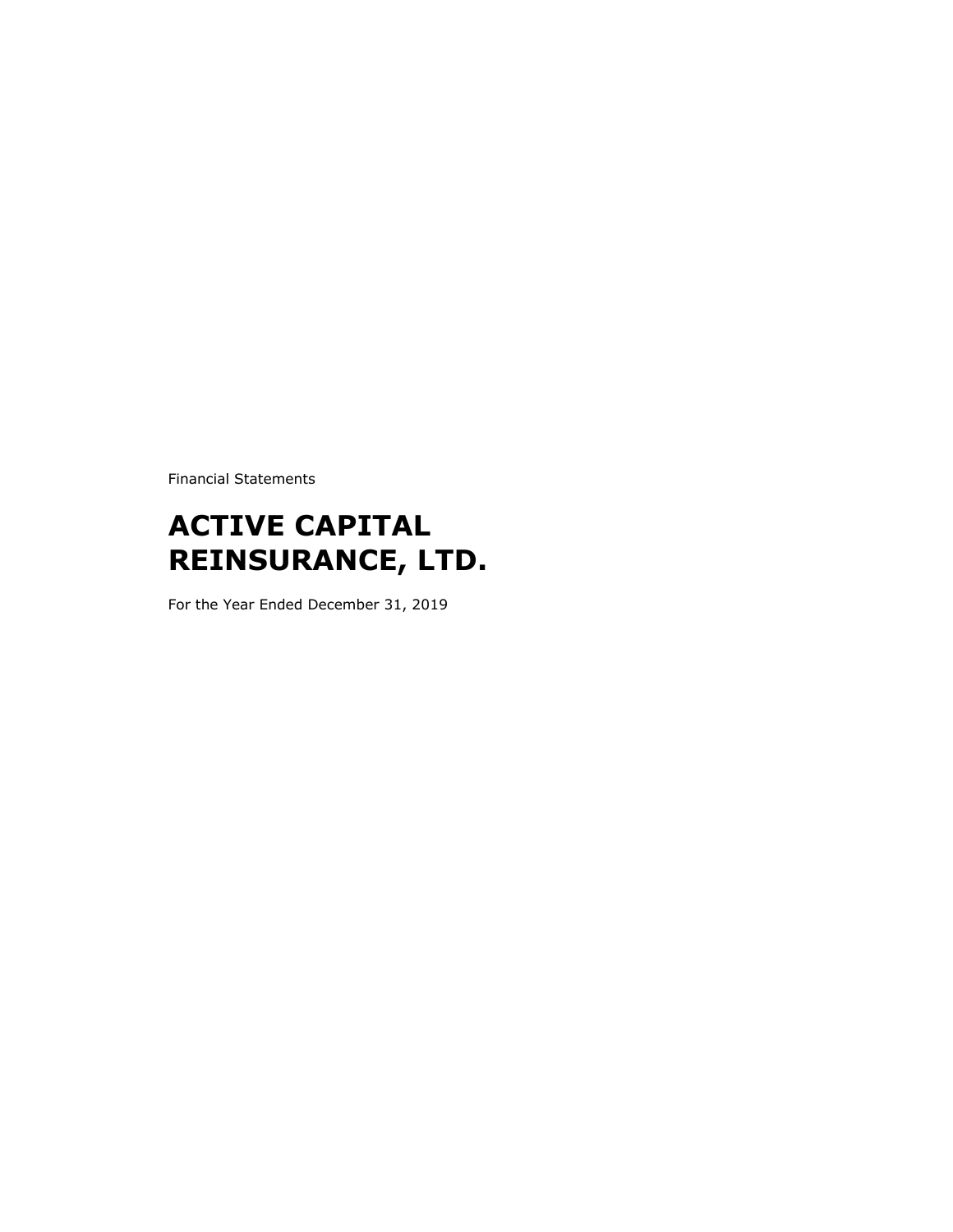Financial Statements

# ACTIVE CAPITAL REINSURANCE, LTD.

For the Year Ended December 31, 2019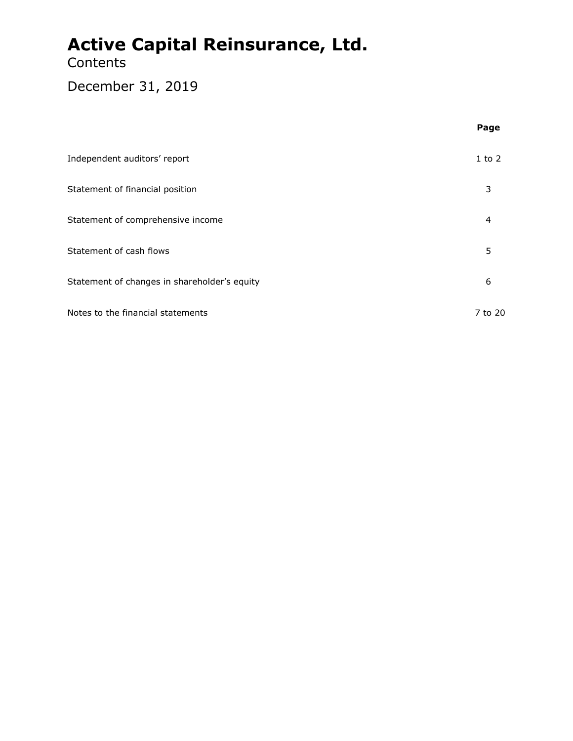# Active Capital Reinsurance, Ltd.

Contents

December 31, 2019

| | Page |
|---|---|
| Independent auditors' report | 1 to 2 |
| Statement of financial position | 3 |
| Statement of comprehensive income | 4 |
| Statement of cash flows | 5 |
| Statement of changes in shareholder's equity | 6 |
| Notes to the financial statements | 7 to 20 |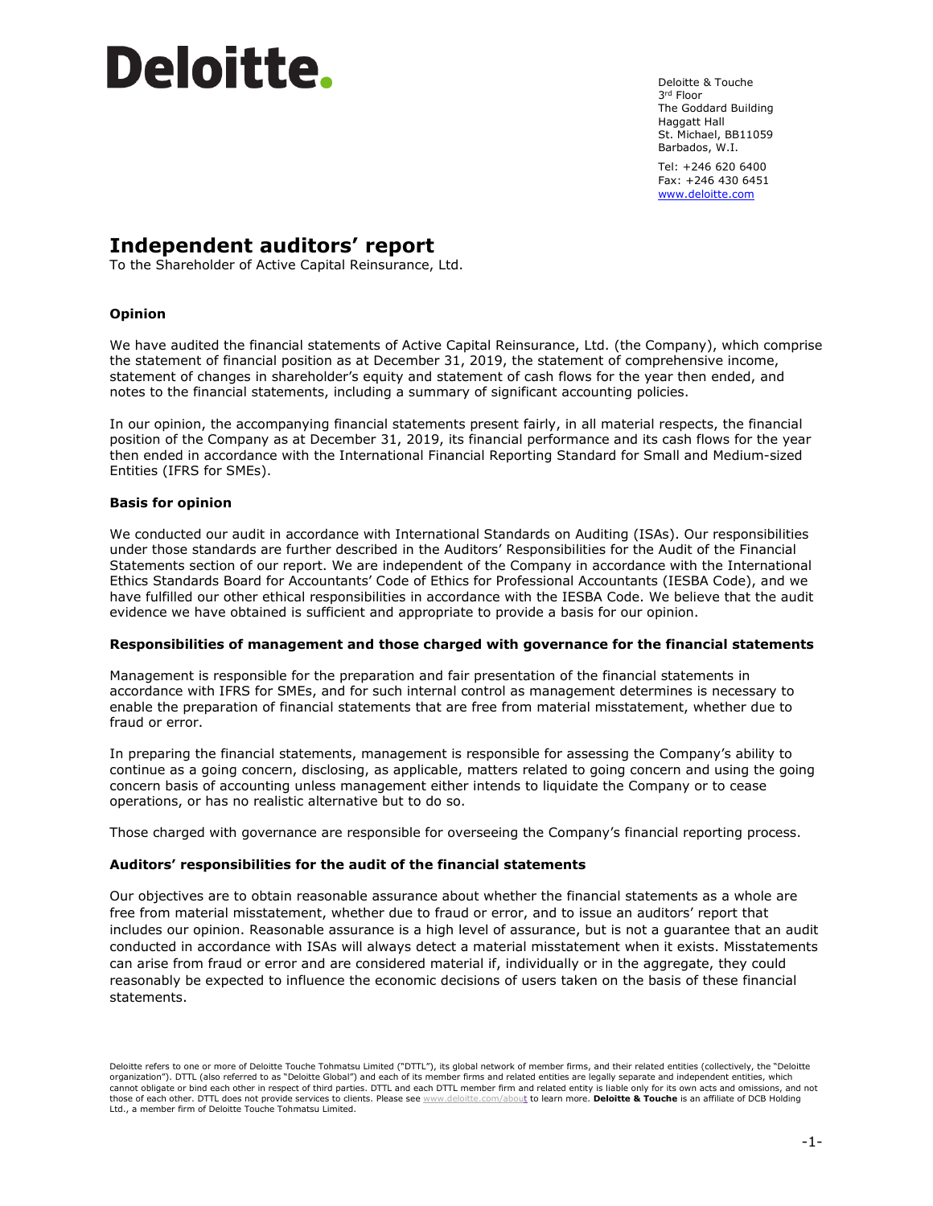# Deloitte.

Deloitte & Touche
3rd Floor
The Goddard Building
Haggatt Hall
St. Michael, BB11059
Barbados, W.I.

Tel: +246 620 6400
Fax: +246 430 6451
www.deloitte.com

# Independent auditors' report

To the Shareholder of Active Capital Reinsurance, Ltd.

### Opinion

We have audited the financial statements of Active Capital Reinsurance, Ltd. (the Company), which comprise the statement of financial position as at December 31, 2019, the statement of comprehensive income, statement of changes in shareholder's equity and statement of cash flows for the year then ended, and notes to the financial statements, including a summary of significant accounting policies.

In our opinion, the accompanying financial statements present fairly, in all material respects, the financial position of the Company as at December 31, 2019, its financial performance and its cash flows for the year then ended in accordance with the International Financial Reporting Standard for Small and Medium-sized Entities (IFRS for SMEs).

### Basis for opinion

We conducted our audit in accordance with International Standards on Auditing (ISAs). Our responsibilities under those standards are further described in the Auditors' Responsibilities for the Audit of the Financial Statements section of our report. We are independent of the Company in accordance with the International Ethics Standards Board for Accountants' Code of Ethics for Professional Accountants (IESBA Code), and we have fulfilled our other ethical responsibilities in accordance with the IESBA Code. We believe that the audit evidence we have obtained is sufficient and appropriate to provide a basis for our opinion.

### Responsibilities of management and those charged with governance for the financial statements

Management is responsible for the preparation and fair presentation of the financial statements in accordance with IFRS for SMEs, and for such internal control as management determines is necessary to enable the preparation of financial statements that are free from material misstatement, whether due to fraud or error.

In preparing the financial statements, management is responsible for assessing the Company's ability to continue as a going concern, disclosing, as applicable, matters related to going concern and using the going concern basis of accounting unless management either intends to liquidate the Company or to cease operations, or has no realistic alternative but to do so.

Those charged with governance are responsible for overseeing the Company's financial reporting process.

### Auditors' responsibilities for the audit of the financial statements

Our objectives are to obtain reasonable assurance about whether the financial statements as a whole are free from material misstatement, whether due to fraud or error, and to issue an auditors' report that includes our opinion. Reasonable assurance is a high level of assurance, but is not a guarantee that an audit conducted in accordance with ISAs will always detect a material misstatement when it exists. Misstatements can arise from fraud or error and are considered material if, individually or in the aggregate, they could reasonably be expected to influence the economic decisions of users taken on the basis of these financial statements.

Deloitte refers to one or more of Deloitte Touche Tohmatsu Limited ("DTTL"), its global network of member firms, and their related entities (collectively, the "Deloitte organization"). DTTL (also referred to as "Deloitte Global") and each of its member firms and related entities are legally separate and independent entities, which cannot obligate or bind each other in respect of third parties. DTTL and each DTTL member firm and related entity is liable only for its own acts and omissions, and not those of each other. DTTL does not provide services to clients. Please see www.deloitte.com/about to learn more. **Deloitte & Touche** is an affiliate of DCB Holding Ltd., a member firm of Deloitte Touche Tohmatsu Limited.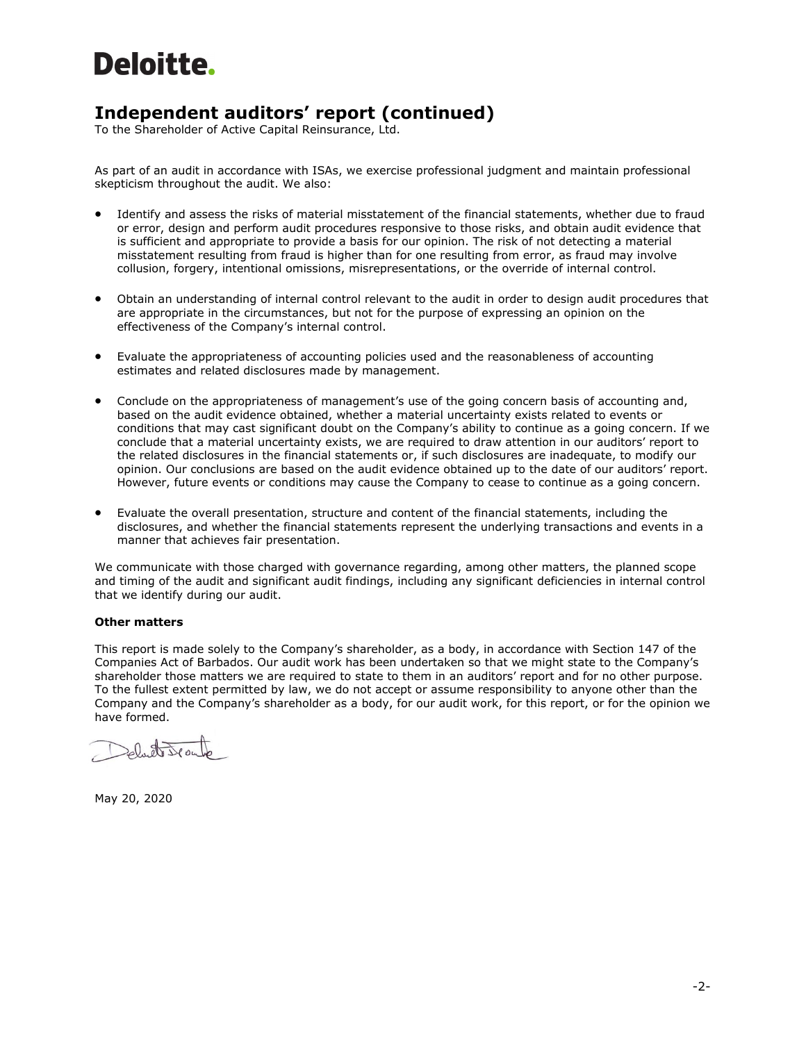# Deloitte.

## Independent auditors' report (continued)

To the Shareholder of Active Capital Reinsurance, Ltd.

As part of an audit in accordance with ISAs, we exercise professional judgment and maintain professional skepticism throughout the audit. We also:

- Identify and assess the risks of material misstatement of the financial statements, whether due to fraud or error, design and perform audit procedures responsive to those risks, and obtain audit evidence that is sufficient and appropriate to provide a basis for our opinion. The risk of not detecting a material misstatement resulting from fraud is higher than for one resulting from error, as fraud may involve collusion, forgery, intentional omissions, misrepresentations, or the override of internal control.

- Obtain an understanding of internal control relevant to the audit in order to design audit procedures that are appropriate in the circumstances, but not for the purpose of expressing an opinion on the effectiveness of the Company's internal control.

- Evaluate the appropriateness of accounting policies used and the reasonableness of accounting estimates and related disclosures made by management.

- Conclude on the appropriateness of management's use of the going concern basis of accounting and, based on the audit evidence obtained, whether a material uncertainty exists related to events or conditions that may cast significant doubt on the Company's ability to continue as a going concern. If we conclude that a material uncertainty exists, we are required to draw attention in our auditors' report to the related disclosures in the financial statements or, if such disclosures are inadequate, to modify our opinion. Our conclusions are based on the audit evidence obtained up to the date of our auditors' report. However, future events or conditions may cause the Company to cease to continue as a going concern.

- Evaluate the overall presentation, structure and content of the financial statements, including the disclosures, and whether the financial statements represent the underlying transactions and events in a manner that achieves fair presentation.

We communicate with those charged with governance regarding, among other matters, the planned scope and timing of the audit and significant audit findings, including any significant deficiencies in internal control that we identify during our audit.

**Other matters**

This report is made solely to the Company's shareholder, as a body, in accordance with Section 147 of the Companies Act of Barbados. Our audit work has been undertaken so that we might state to the Company's shareholder those matters we are required to state to them in an auditors' report and for no other purpose. To the fullest extent permitted by law, we do not accept or assume responsibility to anyone other than the Company and the Company's shareholder as a body, for our audit work, for this report, or for the opinion we have formed.

Deloitte & Touche

May 20, 2020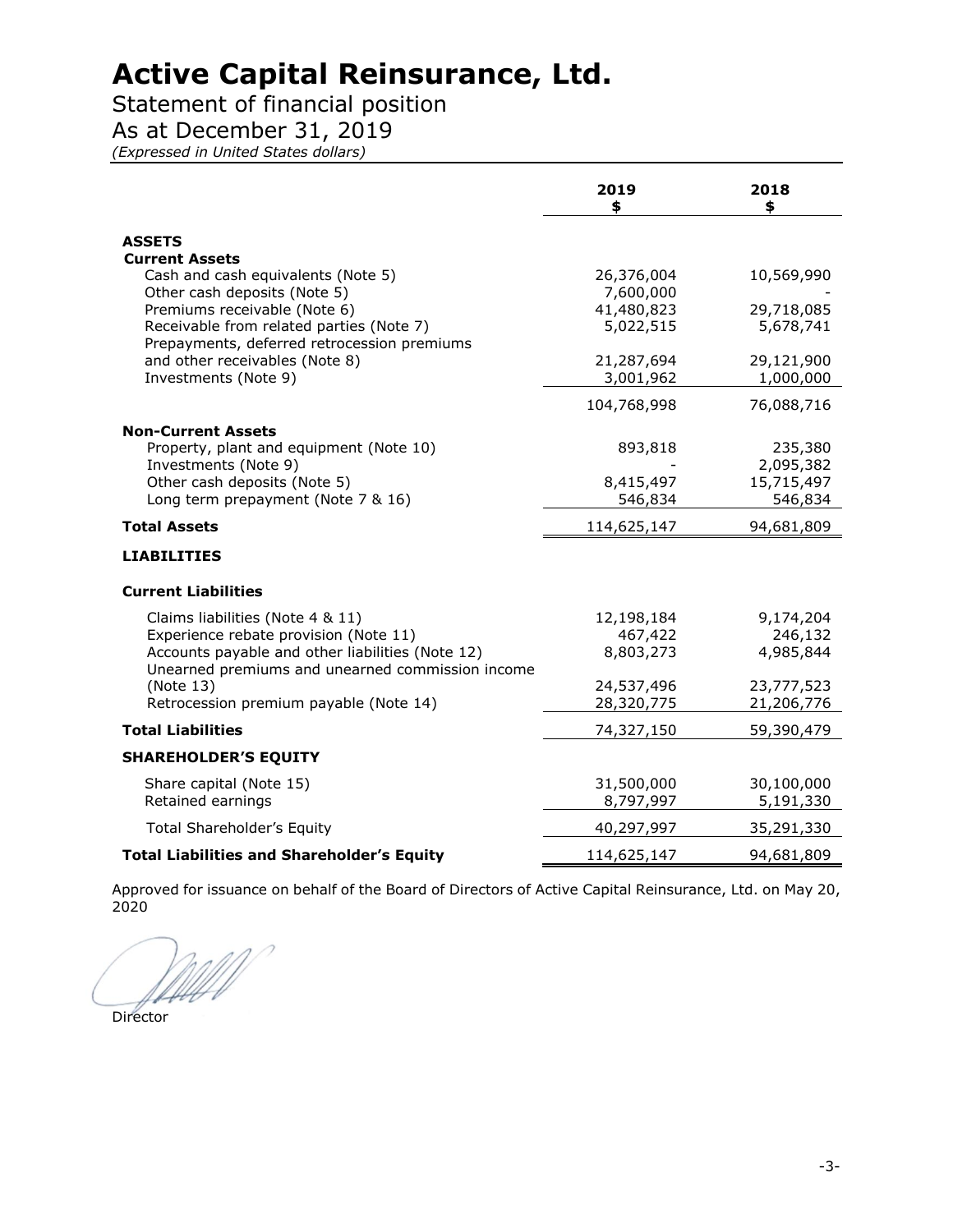# Active Capital Reinsurance, Ltd.

## Statement of financial position

## As at December 31, 2019

*(Expressed in United States dollars)*

| | 2019 $ | 2018 $ |
|---|---|---|
| **ASSETS** | | |
| **Current Assets** | | |
| Cash and cash equivalents (Note 5) | 26,376,004 | 10,569,990 |
| Other cash deposits (Note 5) | 7,600,000 | - |
| Premiums receivable (Note 6) | 41,480,823 | 29,718,085 |
| Receivable from related parties (Note 7) | 5,022,515 | 5,678,741 |
| Prepayments, deferred retrocession premiums and other receivables (Note 8) | 21,287,694 | 29,121,900 |
| Investments (Note 9) | 3,001,962 | 1,000,000 |
| | 104,768,998 | 76,088,716 |
| **Non-Current Assets** | | |
| Property, plant and equipment (Note 10) | 893,818 | 235,380 |
| Investments (Note 9) | - | 2,095,382 |
| Other cash deposits (Note 5) | 8,415,497 | 15,715,497 |
| Long term prepayment (Note 7 & 16) | 546,834 | 546,834 |
| **Total Assets** | 114,625,147 | 94,681,809 |
| **LIABILITIES** | | |
| **Current Liabilities** | | |
| Claims liabilities (Note 4 & 11) | 12,198,184 | 9,174,204 |
| Experience rebate provision (Note 11) | 467,422 | 246,132 |
| Accounts payable and other liabilities (Note 12) | 8,803,273 | 4,985,844 |
| Unearned premiums and unearned commission income (Note 13) | 24,537,496 | 23,777,523 |
| Retrocession premium payable (Note 14) | 28,320,775 | 21,206,776 |
| **Total Liabilities** | 74,327,150 | 59,390,479 |
| **SHAREHOLDER'S EQUITY** | | |
| Share capital (Note 15) | 31,500,000 | 30,100,000 |
| Retained earnings | 8,797,997 | 5,191,330 |
| Total Shareholder's Equity | 40,297,997 | 35,291,330 |
| **Total Liabilities and Shareholder's Equity** | 114,625,147 | 94,681,809 |

Approved for issuance on behalf of the Board of Directors of Active Capital Reinsurance, Ltd. on May 20, 2020

Director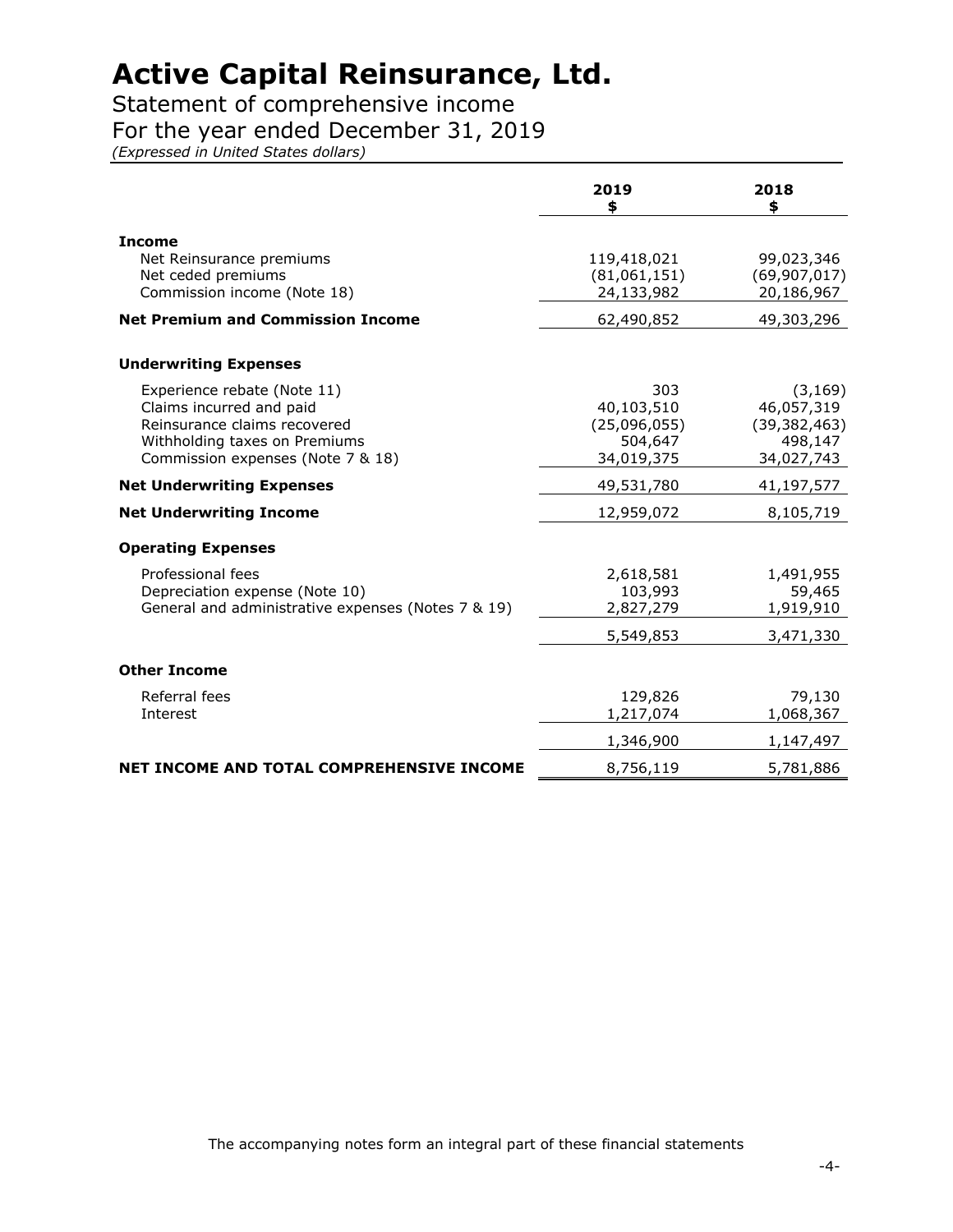# Active Capital Reinsurance, Ltd.

## Statement of comprehensive income

## For the year ended December 31, 2019

*(Expressed in United States dollars)*

| | 2019<br>$ | 2018<br>$ |
|---|---|---|
| **Income** | | |
| Net Reinsurance premiums | 119,418,021 | 99,023,346 |
| Net ceded premiums | (81,061,151) | (69,907,017) |
| Commission income (Note 18) | 24,133,982 | 20,186,967 |
| **Net Premium and Commission Income** | 62,490,852 | 49,303,296 |
| **Underwriting Expenses** | | |
| Experience rebate (Note 11) | 303 | (3,169) |
| Claims incurred and paid | 40,103,510 | 46,057,319 |
| Reinsurance claims recovered | (25,096,055) | (39,382,463) |
| Withholding taxes on Premiums | 504,647 | 498,147 |
| Commission expenses (Note 7 & 18) | 34,019,375 | 34,027,743 |
| **Net Underwriting Expenses** | 49,531,780 | 41,197,577 |
| **Net Underwriting Income** | 12,959,072 | 8,105,719 |
| **Operating Expenses** | | |
| Professional fees | 2,618,581 | 1,491,955 |
| Depreciation expense (Note 10) | 103,993 | 59,465 |
| General and administrative expenses (Notes 7 & 19) | 2,827,279 | 1,919,910 |
| | 5,549,853 | 3,471,330 |
| **Other Income** | | |
| Referral fees | 129,826 | 79,130 |
| Interest | 1,217,074 | 1,068,367 |
| | 1,346,900 | 1,147,497 |
| **NET INCOME AND TOTAL COMPREHENSIVE INCOME** | 8,756,119 | 5,781,886 |

The accompanying notes form an integral part of these financial statements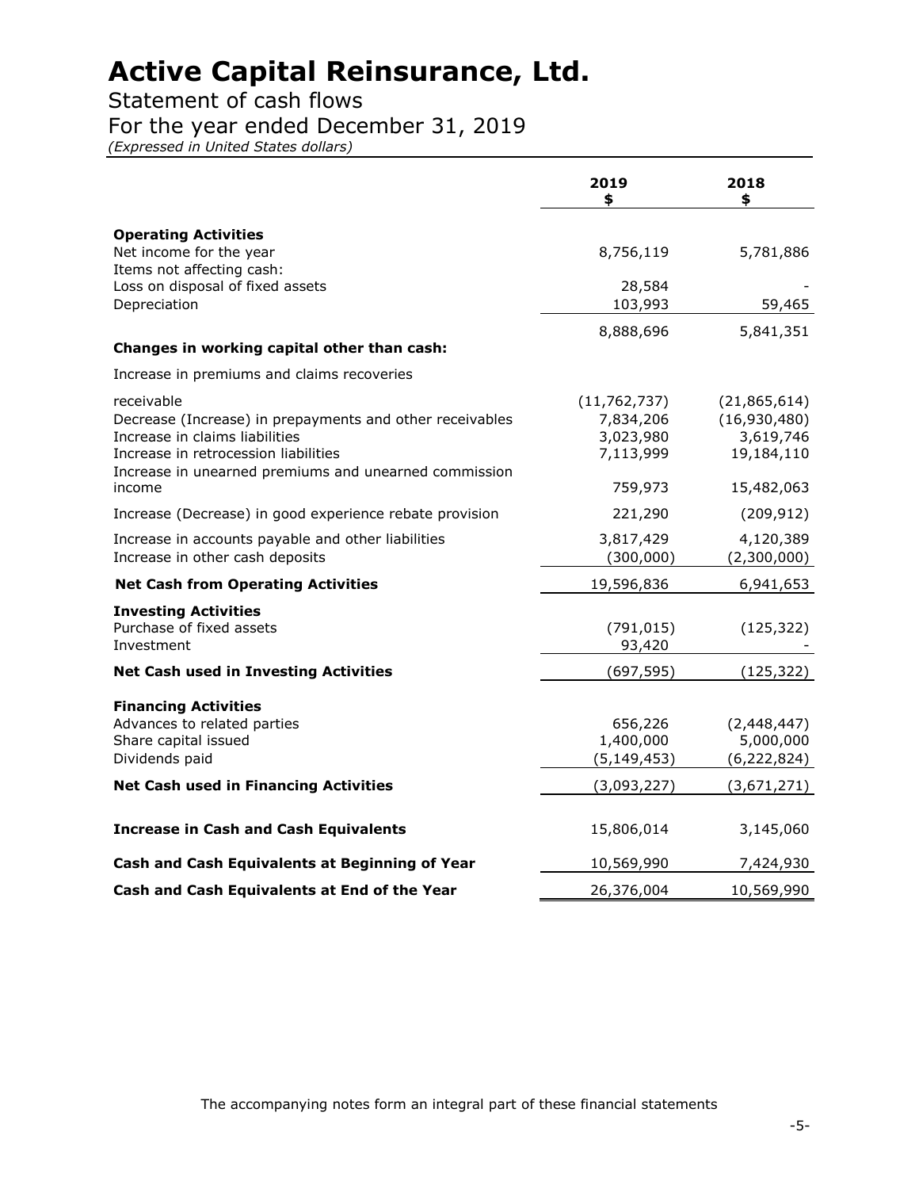# Active Capital Reinsurance, Ltd.

## Statement of cash flows

## For the year ended December 31, 2019

*(Expressed in United States dollars)*

| | 2019<br>$ | 2018<br>$ |
|---|---|---|
| **Operating Activities** | | |
| Net income for the year | 8,756,119 | 5,781,886 |
| Items not affecting cash: | | |
| Loss on disposal of fixed assets | 28,584 | - |
| Depreciation | 103,993 | 59,465 |
| | 8,888,696 | 5,841,351 |
| **Changes in working capital other than cash:** | | |
| Increase in premiums and claims recoveries receivable | (11,762,737) | (21,865,614) |
| Decrease (Increase) in prepayments and other receivables | 7,834,206 | (16,930,480) |
| Increase in claims liabilities | 3,023,980 | 3,619,746 |
| Increase in retrocession liabilities | 7,113,999 | 19,184,110 |
| Increase in unearned premiums and unearned commission income | 759,973 | 15,482,063 |
| Increase (Decrease) in good experience rebate provision | 221,290 | (209,912) |
| Increase in accounts payable and other liabilities | 3,817,429 | 4,120,389 |
| Increase in other cash deposits | (300,000) | (2,300,000) |
| **Net Cash from Operating Activities** | 19,596,836 | 6,941,653 |
| **Investing Activities** | | |
| Purchase of fixed assets | (791,015) | (125,322) |
| Investment | 93,420 | - |
| **Net Cash used in Investing Activities** | (697,595) | (125,322) |
| **Financing Activities** | | |
| Advances to related parties | 656,226 | (2,448,447) |
| Share capital issued | 1,400,000 | 5,000,000 |
| Dividends paid | (5,149,453) | (6,222,824) |
| **Net Cash used in Financing Activities** | (3,093,227) | (3,671,271) |
| **Increase in Cash and Cash Equivalents** | 15,806,014 | 3,145,060 |
| **Cash and Cash Equivalents at Beginning of Year** | 10,569,990 | 7,424,930 |
| **Cash and Cash Equivalents at End of the Year** | 26,376,004 | 10,569,990 |

The accompanying notes form an integral part of these financial statements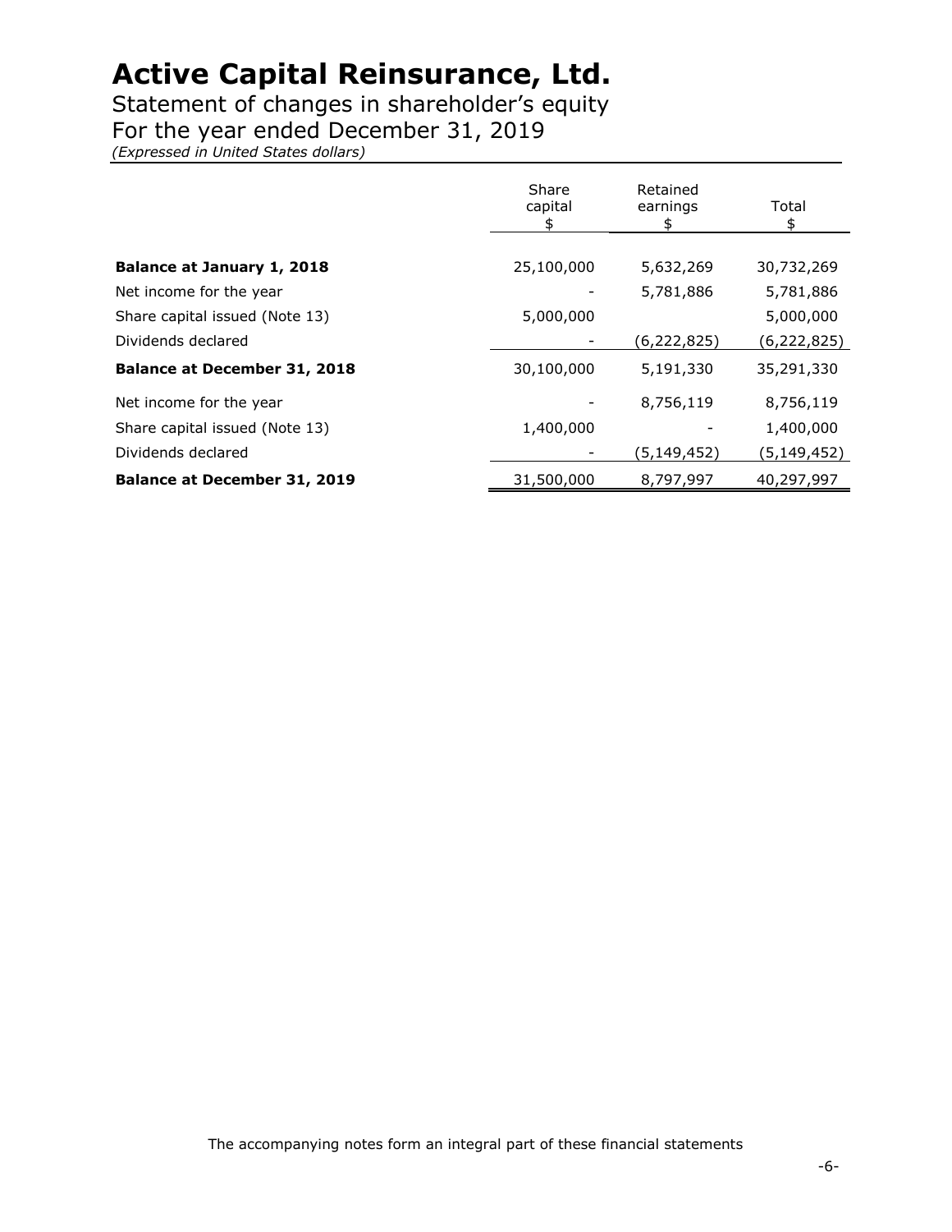# Active Capital Reinsurance, Ltd.

Statement of changes in shareholder's equity
For the year ended December 31, 2019
*(Expressed in United States dollars)*

| | Share capital $ | Retained earnings $ | Total $ |
|---|---|---|---|
| **Balance at January 1, 2018** | 25,100,000 | 5,632,269 | 30,732,269 |
| Net income for the year | - | 5,781,886 | 5,781,886 |
| Share capital issued (Note 13) | 5,000,000 | | 5,000,000 |
| Dividends declared | - | (6,222,825) | (6,222,825) |
| **Balance at December 31, 2018** | 30,100,000 | 5,191,330 | 35,291,330 |
| Net income for the year | - | 8,756,119 | 8,756,119 |
| Share capital issued (Note 13) | 1,400,000 | - | 1,400,000 |
| Dividends declared | - | (5,149,452) | (5,149,452) |
| **Balance at December 31, 2019** | 31,500,000 | 8,797,997 | 40,297,997 |

The accompanying notes form an integral part of these financial statements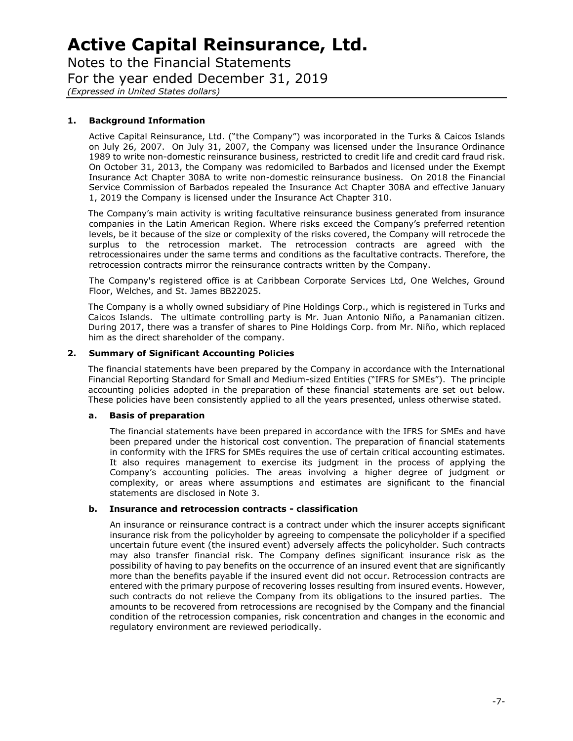# Active Capital Reinsurance, Ltd.

Notes to the Financial Statements

For the year ended December 31, 2019

*(Expressed in United States dollars)*

## 1. Background Information

Active Capital Reinsurance, Ltd. ("the Company") was incorporated in the Turks & Caicos Islands on July 26, 2007. On July 31, 2007, the Company was licensed under the Insurance Ordinance 1989 to write non-domestic reinsurance business, restricted to credit life and credit card fraud risk. On October 31, 2013, the Company was redomiciled to Barbados and licensed under the Exempt Insurance Act Chapter 308A to write non-domestic reinsurance business. On 2018 the Financial Service Commission of Barbados repealed the Insurance Act Chapter 308A and effective January 1, 2019 the Company is licensed under the Insurance Act Chapter 310.

The Company's main activity is writing facultative reinsurance business generated from insurance companies in the Latin American Region. Where risks exceed the Company's preferred retention levels, be it because of the size or complexity of the risks covered, the Company will retrocede the surplus to the retrocession market. The retrocession contracts are agreed with the retrocessionaires under the same terms and conditions as the facultative contracts. Therefore, the retrocession contracts mirror the reinsurance contracts written by the Company.

The Company's registered office is at Caribbean Corporate Services Ltd, One Welches, Ground Floor, Welches, and St. James BB22025.

The Company is a wholly owned subsidiary of Pine Holdings Corp., which is registered in Turks and Caicos Islands. The ultimate controlling party is Mr. Juan Antonio Niño, a Panamanian citizen. During 2017, there was a transfer of shares to Pine Holdings Corp. from Mr. Niño, which replaced him as the direct shareholder of the company.

## 2. Summary of Significant Accounting Policies

The financial statements have been prepared by the Company in accordance with the International Financial Reporting Standard for Small and Medium-sized Entities ("IFRS for SMEs"). The principle accounting policies adopted in the preparation of these financial statements are set out below. These policies have been consistently applied to all the years presented, unless otherwise stated.

### a. Basis of preparation

The financial statements have been prepared in accordance with the IFRS for SMEs and have been prepared under the historical cost convention. The preparation of financial statements in conformity with the IFRS for SMEs requires the use of certain critical accounting estimates. It also requires management to exercise its judgment in the process of applying the Company's accounting policies. The areas involving a higher degree of judgment or complexity, or areas where assumptions and estimates are significant to the financial statements are disclosed in Note 3.

### b. Insurance and retrocession contracts - classification

An insurance or reinsurance contract is a contract under which the insurer accepts significant insurance risk from the policyholder by agreeing to compensate the policyholder if a specified uncertain future event (the insured event) adversely affects the policyholder. Such contracts may also transfer financial risk. The Company defines significant insurance risk as the possibility of having to pay benefits on the occurrence of an insured event that are significantly more than the benefits payable if the insured event did not occur. Retrocession contracts are entered with the primary purpose of recovering losses resulting from insured events. However, such contracts do not relieve the Company from its obligations to the insured parties. The amounts to be recovered from retrocessions are recognised by the Company and the financial condition of the retrocession companies, risk concentration and changes in the economic and regulatory environment are reviewed periodically.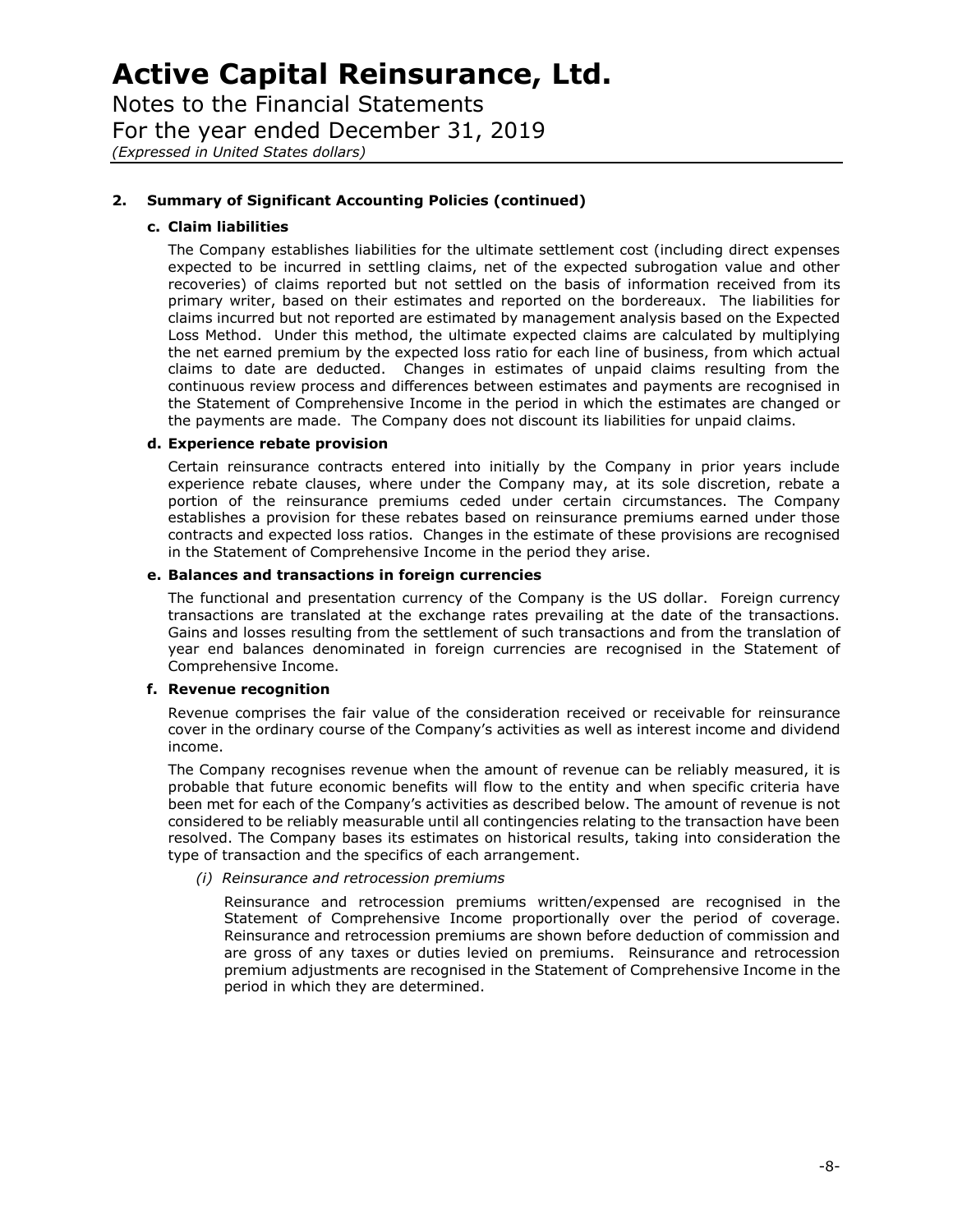## 2. Summary of Significant Accounting Policies (continued)

### c. Claim liabilities

The Company establishes liabilities for the ultimate settlement cost (including direct expenses expected to be incurred in settling claims, net of the expected subrogation value and other recoveries) of claims reported but not settled on the basis of information received from its primary writer, based on their estimates and reported on the bordereaux. The liabilities for claims incurred but not reported are estimated by management analysis based on the Expected Loss Method. Under this method, the ultimate expected claims are calculated by multiplying the net earned premium by the expected loss ratio for each line of business, from which actual claims to date are deducted. Changes in estimates of unpaid claims resulting from the continuous review process and differences between estimates and payments are recognised in the Statement of Comprehensive Income in the period in which the estimates are changed or the payments are made. The Company does not discount its liabilities for unpaid claims.

### d. Experience rebate provision

Certain reinsurance contracts entered into initially by the Company in prior years include experience rebate clauses, where under the Company may, at its sole discretion, rebate a portion of the reinsurance premiums ceded under certain circumstances. The Company establishes a provision for these rebates based on reinsurance premiums earned under those contracts and expected loss ratios. Changes in the estimate of these provisions are recognised in the Statement of Comprehensive Income in the period they arise.

### e. Balances and transactions in foreign currencies

The functional and presentation currency of the Company is the US dollar. Foreign currency transactions are translated at the exchange rates prevailing at the date of the transactions. Gains and losses resulting from the settlement of such transactions and from the translation of year end balances denominated in foreign currencies are recognised in the Statement of Comprehensive Income.

### f. Revenue recognition

Revenue comprises the fair value of the consideration received or receivable for reinsurance cover in the ordinary course of the Company's activities as well as interest income and dividend income.

The Company recognises revenue when the amount of revenue can be reliably measured, it is probable that future economic benefits will flow to the entity and when specific criteria have been met for each of the Company's activities as described below. The amount of revenue is not considered to be reliably measurable until all contingencies relating to the transaction have been resolved. The Company bases its estimates on historical results, taking into consideration the type of transaction and the specifics of each arrangement.

*(i) Reinsurance and retrocession premiums*

Reinsurance and retrocession premiums written/expensed are recognised in the Statement of Comprehensive Income proportionally over the period of coverage. Reinsurance and retrocession premiums are shown before deduction of commission and are gross of any taxes or duties levied on premiums. Reinsurance and retrocession premium adjustments are recognised in the Statement of Comprehensive Income in the period in which they are determined.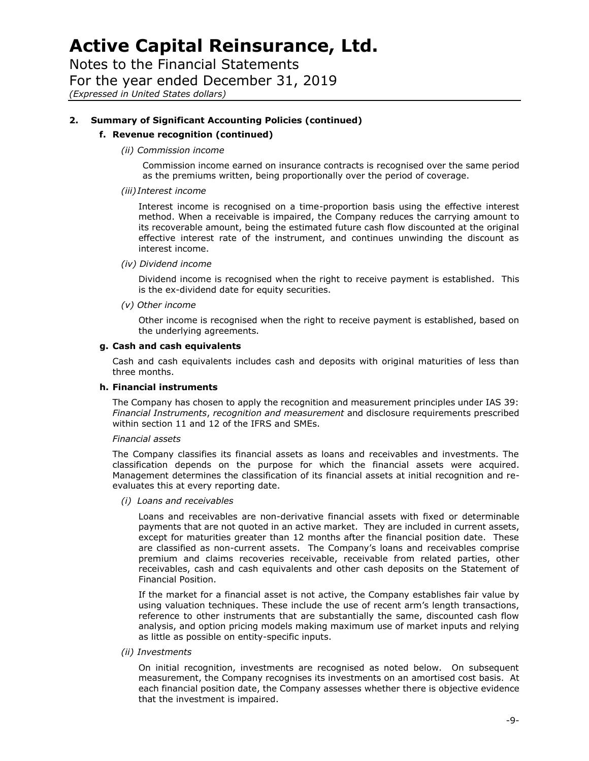## 2. Summary of Significant Accounting Policies (continued)

### f. Revenue recognition (continued)

*(ii) Commission income*

Commission income earned on insurance contracts is recognised over the same period as the premiums written, being proportionally over the period of coverage.

*(iii) Interest income*

Interest income is recognised on a time-proportion basis using the effective interest method. When a receivable is impaired, the Company reduces the carrying amount to its recoverable amount, being the estimated future cash flow discounted at the original effective interest rate of the instrument, and continues unwinding the discount as interest income.

*(iv) Dividend income*

Dividend income is recognised when the right to receive payment is established. This is the ex-dividend date for equity securities.

*(v) Other income*

Other income is recognised when the right to receive payment is established, based on the underlying agreements.

### g. Cash and cash equivalents

Cash and cash equivalents includes cash and deposits with original maturities of less than three months.

### h. Financial instruments

The Company has chosen to apply the recognition and measurement principles under IAS 39: *Financial Instruments*, *recognition and measurement* and disclosure requirements prescribed within section 11 and 12 of the IFRS and SMEs.

*Financial assets*

The Company classifies its financial assets as loans and receivables and investments. The classification depends on the purpose for which the financial assets were acquired. Management determines the classification of its financial assets at initial recognition and re-evaluates this at every reporting date.

*(i) Loans and receivables*

Loans and receivables are non-derivative financial assets with fixed or determinable payments that are not quoted in an active market. They are included in current assets, except for maturities greater than 12 months after the financial position date. These are classified as non-current assets. The Company's loans and receivables comprise premium and claims recoveries receivable, receivable from related parties, other receivables, cash and cash equivalents and other cash deposits on the Statement of Financial Position.

If the market for a financial asset is not active, the Company establishes fair value by using valuation techniques. These include the use of recent arm's length transactions, reference to other instruments that are substantially the same, discounted cash flow analysis, and option pricing models making maximum use of market inputs and relying as little as possible on entity-specific inputs.

*(ii) Investments*

On initial recognition, investments are recognised as noted below. On subsequent measurement, the Company recognises its investments on an amortised cost basis. At each financial position date, the Company assesses whether there is objective evidence that the investment is impaired.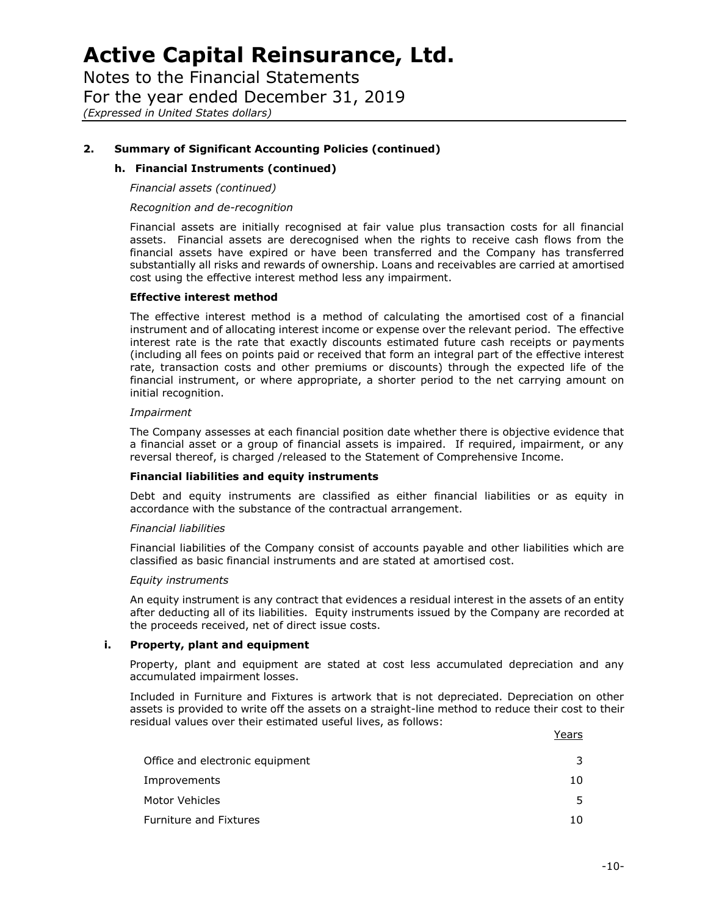## 2. Summary of Significant Accounting Policies (continued)

### h. Financial Instruments (continued)

*Financial assets (continued)*

*Recognition and de-recognition*

Financial assets are initially recognised at fair value plus transaction costs for all financial assets. Financial assets are derecognised when the rights to receive cash flows from the financial assets have expired or have been transferred and the Company has transferred substantially all risks and rewards of ownership. Loans and receivables are carried at amortised cost using the effective interest method less any impairment.

**Effective interest method**

The effective interest method is a method of calculating the amortised cost of a financial instrument and of allocating interest income or expense over the relevant period. The effective interest rate is the rate that exactly discounts estimated future cash receipts or payments (including all fees on points paid or received that form an integral part of the effective interest rate, transaction costs and other premiums or discounts) through the expected life of the financial instrument, or where appropriate, a shorter period to the net carrying amount on initial recognition.

*Impairment*

The Company assesses at each financial position date whether there is objective evidence that a financial asset or a group of financial assets is impaired. If required, impairment, or any reversal thereof, is charged /released to the Statement of Comprehensive Income.

**Financial liabilities and equity instruments**

Debt and equity instruments are classified as either financial liabilities or as equity in accordance with the substance of the contractual arrangement.

*Financial liabilities*

Financial liabilities of the Company consist of accounts payable and other liabilities which are classified as basic financial instruments and are stated at amortised cost.

*Equity instruments*

An equity instrument is any contract that evidences a residual interest in the assets of an entity after deducting all of its liabilities. Equity instruments issued by the Company are recorded at the proceeds received, net of direct issue costs.

### i. Property, plant and equipment

Property, plant and equipment are stated at cost less accumulated depreciation and any accumulated impairment losses.

Included in Furniture and Fixtures is artwork that is not depreciated. Depreciation on other assets is provided to write off the assets on a straight-line method to reduce their cost to their residual values over their estimated useful lives, as follows:

| | Years |
|---|---|
| Office and electronic equipment | 3 |
| Improvements | 10 |
| Motor Vehicles | 5 |
| Furniture and Fixtures | 10 |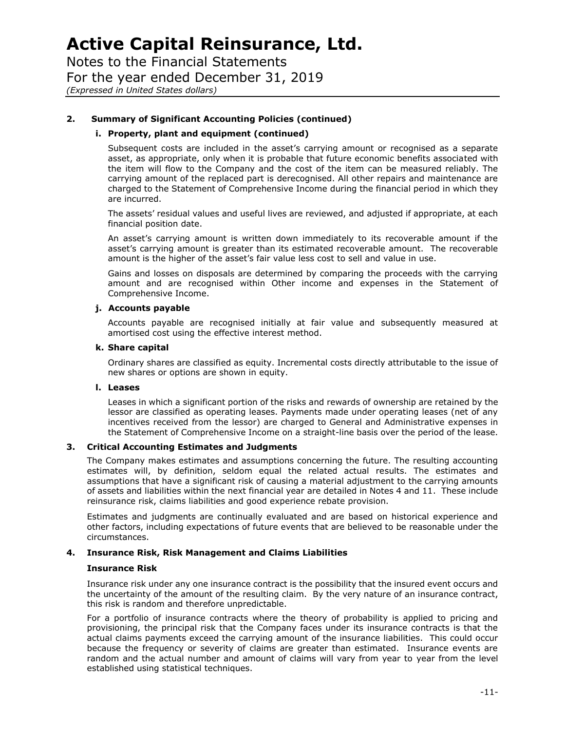# Active Capital Reinsurance, Ltd.

Notes to the Financial Statements
For the year ended December 31, 2019
*(Expressed in United States dollars)*

## 2. Summary of Significant Accounting Policies (continued)

### i. Property, plant and equipment (continued)

Subsequent costs are included in the asset's carrying amount or recognised as a separate asset, as appropriate, only when it is probable that future economic benefits associated with the item will flow to the Company and the cost of the item can be measured reliably. The carrying amount of the replaced part is derecognised. All other repairs and maintenance are charged to the Statement of Comprehensive Income during the financial period in which they are incurred.

The assets' residual values and useful lives are reviewed, and adjusted if appropriate, at each financial position date.

An asset's carrying amount is written down immediately to its recoverable amount if the asset's carrying amount is greater than its estimated recoverable amount. The recoverable amount is the higher of the asset's fair value less cost to sell and value in use.

Gains and losses on disposals are determined by comparing the proceeds with the carrying amount and are recognised within Other income and expenses in the Statement of Comprehensive Income.

### j. Accounts payable

Accounts payable are recognised initially at fair value and subsequently measured at amortised cost using the effective interest method.

### k. Share capital

Ordinary shares are classified as equity. Incremental costs directly attributable to the issue of new shares or options are shown in equity.

### l. Leases

Leases in which a significant portion of the risks and rewards of ownership are retained by the lessor are classified as operating leases. Payments made under operating leases (net of any incentives received from the lessor) are charged to General and Administrative expenses in the Statement of Comprehensive Income on a straight-line basis over the period of the lease.

## 3. Critical Accounting Estimates and Judgments

The Company makes estimates and assumptions concerning the future. The resulting accounting estimates will, by definition, seldom equal the related actual results. The estimates and assumptions that have a significant risk of causing a material adjustment to the carrying amounts of assets and liabilities within the next financial year are detailed in Notes 4 and 11. These include reinsurance risk, claims liabilities and good experience rebate provision.

Estimates and judgments are continually evaluated and are based on historical experience and other factors, including expectations of future events that are believed to be reasonable under the circumstances.

## 4. Insurance Risk, Risk Management and Claims Liabilities

### Insurance Risk

Insurance risk under any one insurance contract is the possibility that the insured event occurs and the uncertainty of the amount of the resulting claim. By the very nature of an insurance contract, this risk is random and therefore unpredictable.

For a portfolio of insurance contracts where the theory of probability is applied to pricing and provisioning, the principal risk that the Company faces under its insurance contracts is that the actual claims payments exceed the carrying amount of the insurance liabilities. This could occur because the frequency or severity of claims are greater than estimated. Insurance events are random and the actual number and amount of claims will vary from year to year from the level established using statistical techniques.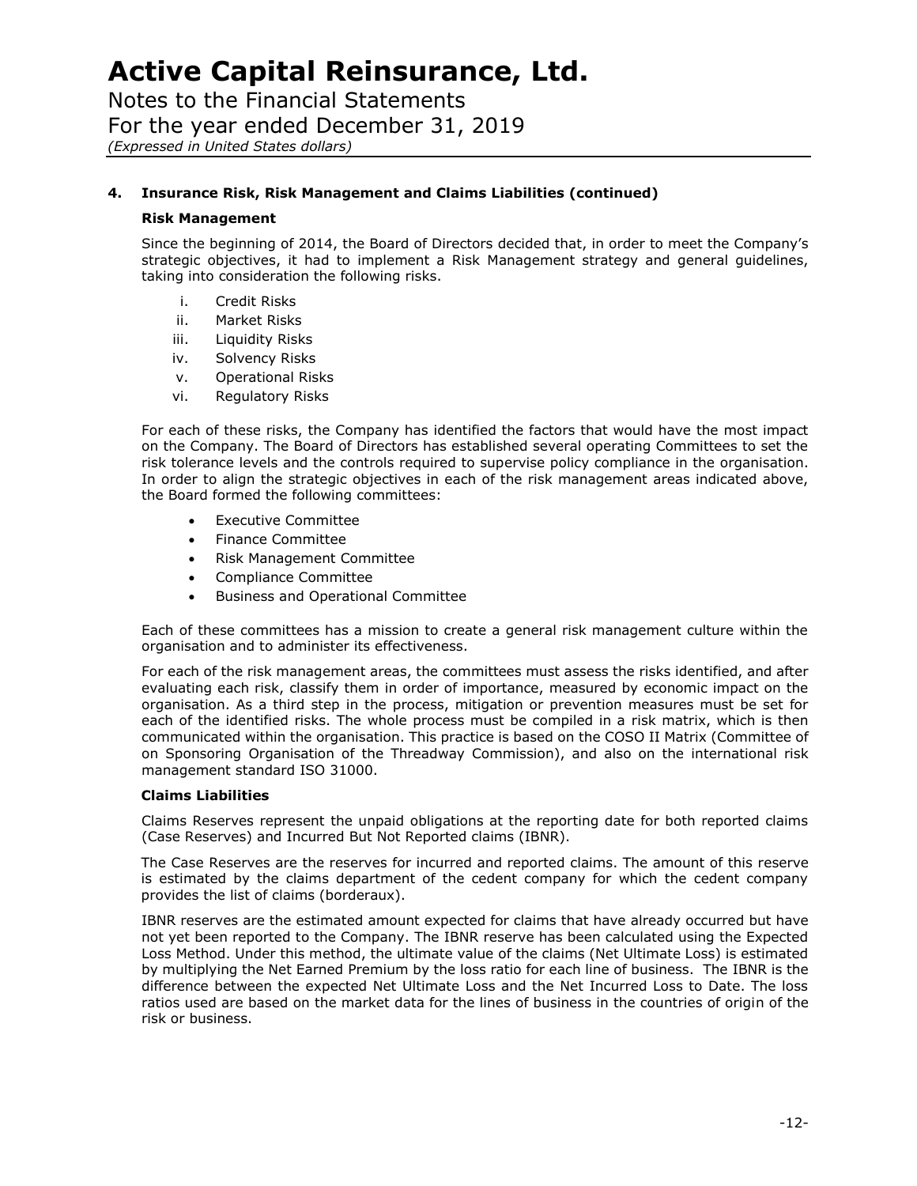# Active Capital Reinsurance, Ltd.

Notes to the Financial Statements
For the year ended December 31, 2019
*(Expressed in United States dollars)*

## 4. Insurance Risk, Risk Management and Claims Liabilities (continued)

### Risk Management

Since the beginning of 2014, the Board of Directors decided that, in order to meet the Company's strategic objectives, it had to implement a Risk Management strategy and general guidelines, taking into consideration the following risks.

i. Credit Risks
ii. Market Risks
iii. Liquidity Risks
iv. Solvency Risks
v. Operational Risks
vi. Regulatory Risks

For each of these risks, the Company has identified the factors that would have the most impact on the Company. The Board of Directors has established several operating Committees to set the risk tolerance levels and the controls required to supervise policy compliance in the organisation. In order to align the strategic objectives in each of the risk management areas indicated above, the Board formed the following committees:

- Executive Committee
- Finance Committee
- Risk Management Committee
- Compliance Committee
- Business and Operational Committee

Each of these committees has a mission to create a general risk management culture within the organisation and to administer its effectiveness.

For each of the risk management areas, the committees must assess the risks identified, and after evaluating each risk, classify them in order of importance, measured by economic impact on the organisation. As a third step in the process, mitigation or prevention measures must be set for each of the identified risks. The whole process must be compiled in a risk matrix, which is then communicated within the organisation. This practice is based on the COSO II Matrix (Committee of on Sponsoring Organisation of the Threadway Commission), and also on the international risk management standard ISO 31000.

### Claims Liabilities

Claims Reserves represent the unpaid obligations at the reporting date for both reported claims (Case Reserves) and Incurred But Not Reported claims (IBNR).

The Case Reserves are the reserves for incurred and reported claims. The amount of this reserve is estimated by the claims department of the cedent company for which the cedent company provides the list of claims (borderaux).

IBNR reserves are the estimated amount expected for claims that have already occurred but have not yet been reported to the Company. The IBNR reserve has been calculated using the Expected Loss Method. Under this method, the ultimate value of the claims (Net Ultimate Loss) is estimated by multiplying the Net Earned Premium by the loss ratio for each line of business. The IBNR is the difference between the expected Net Ultimate Loss and the Net Incurred Loss to Date. The loss ratios used are based on the market data for the lines of business in the countries of origin of the risk or business.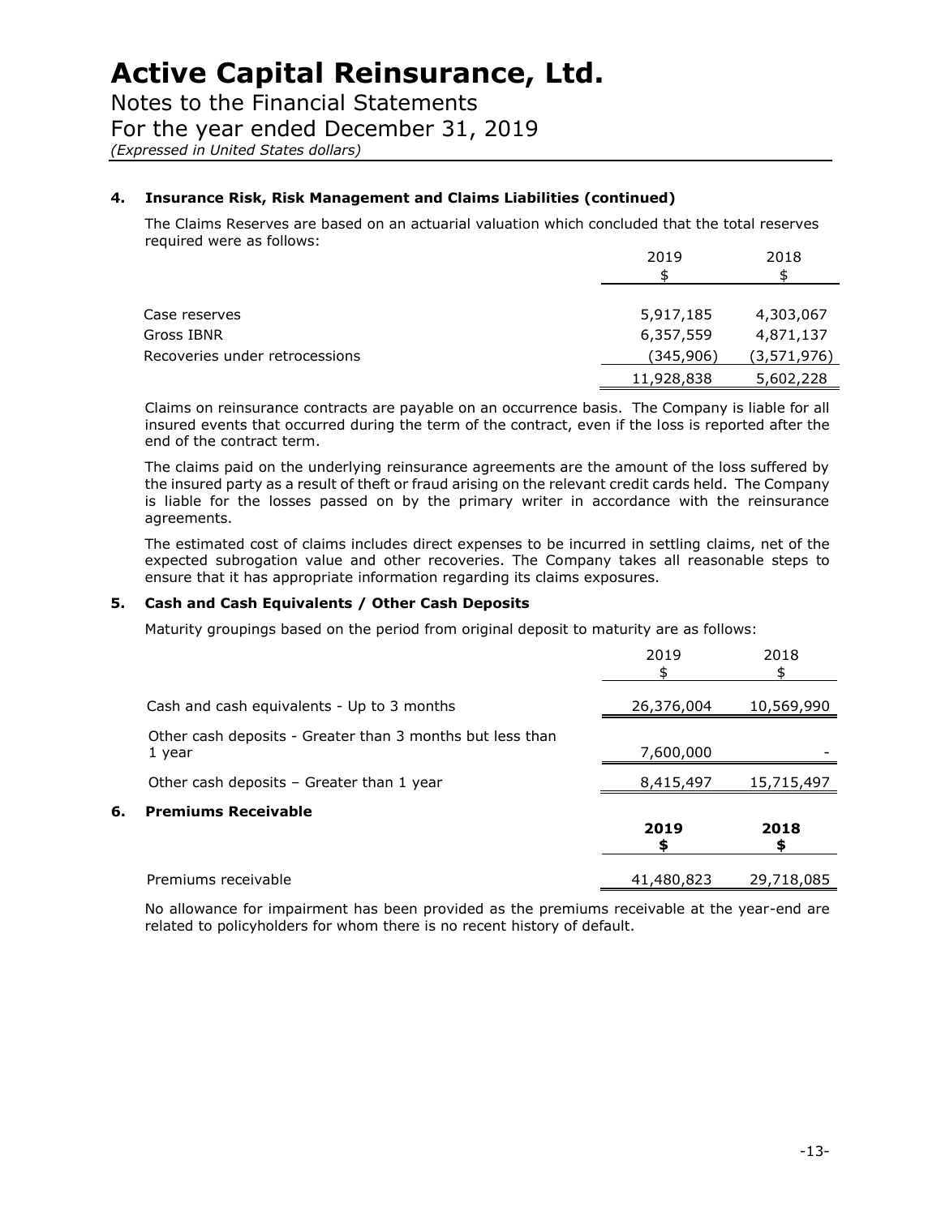### 4. Insurance Risk, Risk Management and Claims Liabilities (continued)

The Claims Reserves are based on an actuarial valuation which concluded that the total reserves required were as follows:

| | 2019<br>$ | 2018<br>$ |
|---|---|---|
| Case reserves | 5,917,185 | 4,303,067 |
| Gross IBNR | 6,357,559 | 4,871,137 |
| Recoveries under retrocessions | (345,906) | (3,571,976) |
| | 11,928,838 | 5,602,228 |

Claims on reinsurance contracts are payable on an occurrence basis. The Company is liable for all insured events that occurred during the term of the contract, even if the loss is reported after the end of the contract term.

The claims paid on the underlying reinsurance agreements are the amount of the loss suffered by the insured party as a result of theft or fraud arising on the relevant credit cards held. The Company is liable for the losses passed on by the primary writer in accordance with the reinsurance agreements.

The estimated cost of claims includes direct expenses to be incurred in settling claims, net of the expected subrogation value and other recoveries. The Company takes all reasonable steps to ensure that it has appropriate information regarding its claims exposures.

### 5. Cash and Cash Equivalents / Other Cash Deposits

Maturity groupings based on the period from original deposit to maturity are as follows:

| | 2019<br>$ | 2018<br>$ |
|---|---|---|
| Cash and cash equivalents - Up to 3 months | 26,376,004 | 10,569,990 |
| Other cash deposits - Greater than 3 months but less than 1 year | 7,600,000 | - |
| Other cash deposits – Greater than 1 year | 8,415,497 | 15,715,497 |

### 6. Premiums Receivable

| | **2019**<br>**$** | **2018**<br>**$** |
|---|---|---|
| Premiums receivable | 41,480,823 | 29,718,085 |

No allowance for impairment has been provided as the premiums receivable at the year-end are related to policyholders for whom there is no recent history of default.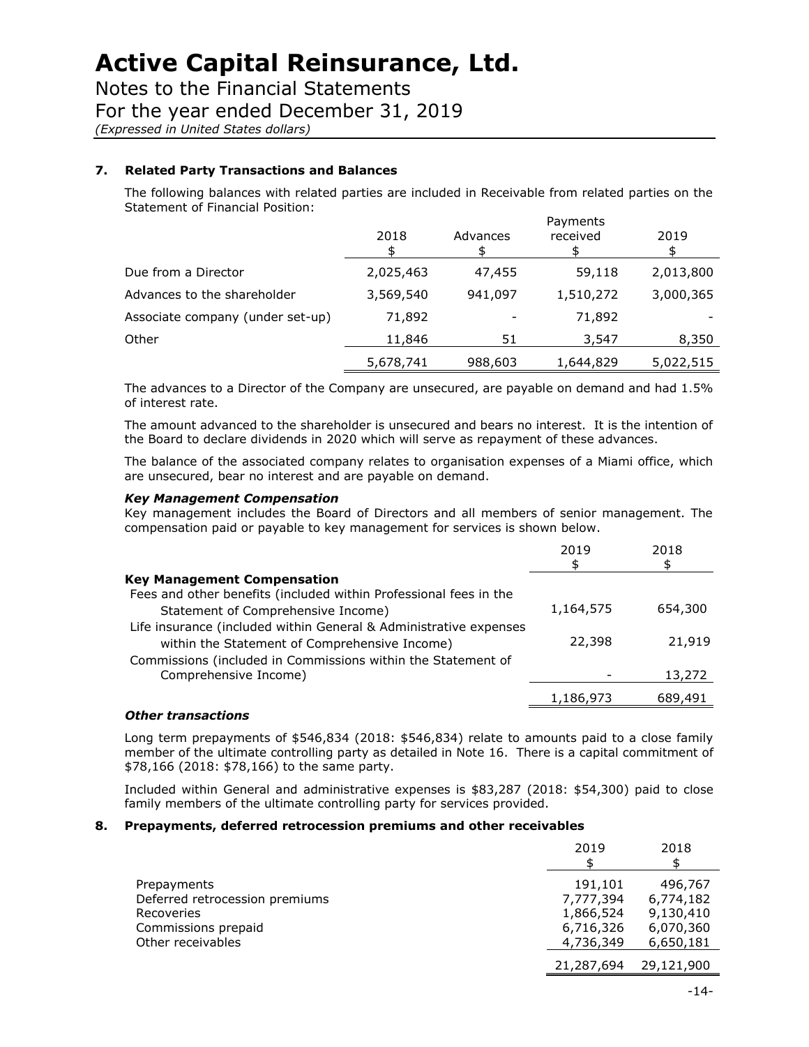# Active Capital Reinsurance, Ltd.

Notes to the Financial Statements
For the year ended December 31, 2019
*(Expressed in United States dollars)*

## 7. Related Party Transactions and Balances

The following balances with related parties are included in Receivable from related parties on the Statement of Financial Position:

| | 2018<br>$ | Advances<br>$ | Payments received<br>$ | 2019<br>$ |
|---|---|---|---|---|
| Due from a Director | 2,025,463 | 47,455 | 59,118 | 2,013,800 |
| Advances to the shareholder | 3,569,540 | 941,097 | 1,510,272 | 3,000,365 |
| Associate company (under set-up) | 71,892 | - | 71,892 | - |
| Other | 11,846 | 51 | 3,547 | 8,350 |
| | 5,678,741 | 988,603 | 1,644,829 | 5,022,515 |

The advances to a Director of the Company are unsecured, are payable on demand and had 1.5% of interest rate.

The amount advanced to the shareholder is unsecured and bears no interest. It is the intention of the Board to declare dividends in 2020 which will serve as repayment of these advances.

The balance of the associated company relates to organisation expenses of a Miami office, which are unsecured, bear no interest and are payable on demand.

### *Key Management Compensation*

Key management includes the Board of Directors and all members of senior management. The compensation paid or payable to key management for services is shown below.

| | 2019<br>$ | 2018<br>$ |
|---|---|---|
| **Key Management Compensation** | | |
| Fees and other benefits (included within Professional fees in the Statement of Comprehensive Income) | 1,164,575 | 654,300 |
| Life insurance (included within General & Administrative expenses within the Statement of Comprehensive Income) | 22,398 | 21,919 |
| Commissions (included in Commissions within the Statement of Comprehensive Income) | - | 13,272 |
| | 1,186,973 | 689,491 |

### *Other transactions*

Long term prepayments of $546,834 (2018: $546,834) relate to amounts paid to a close family member of the ultimate controlling party as detailed in Note 16. There is a capital commitment of $78,166 (2018: $78,166) to the same party.

Included within General and administrative expenses is $83,287 (2018: $54,300) paid to close family members of the ultimate controlling party for services provided.

## 8. Prepayments, deferred retrocession premiums and other receivables

| | 2019<br>$ | 2018<br>$ |
|---|---|---|
| Prepayments | 191,101 | 496,767 |
| Deferred retrocession premiums | 7,777,394 | 6,774,182 |
| Recoveries | 1,866,524 | 9,130,410 |
| Commissions prepaid | 6,716,326 | 6,070,360 |
| Other receivables | 4,736,349 | 6,650,181 |
| | 21,287,694 | 29,121,900 |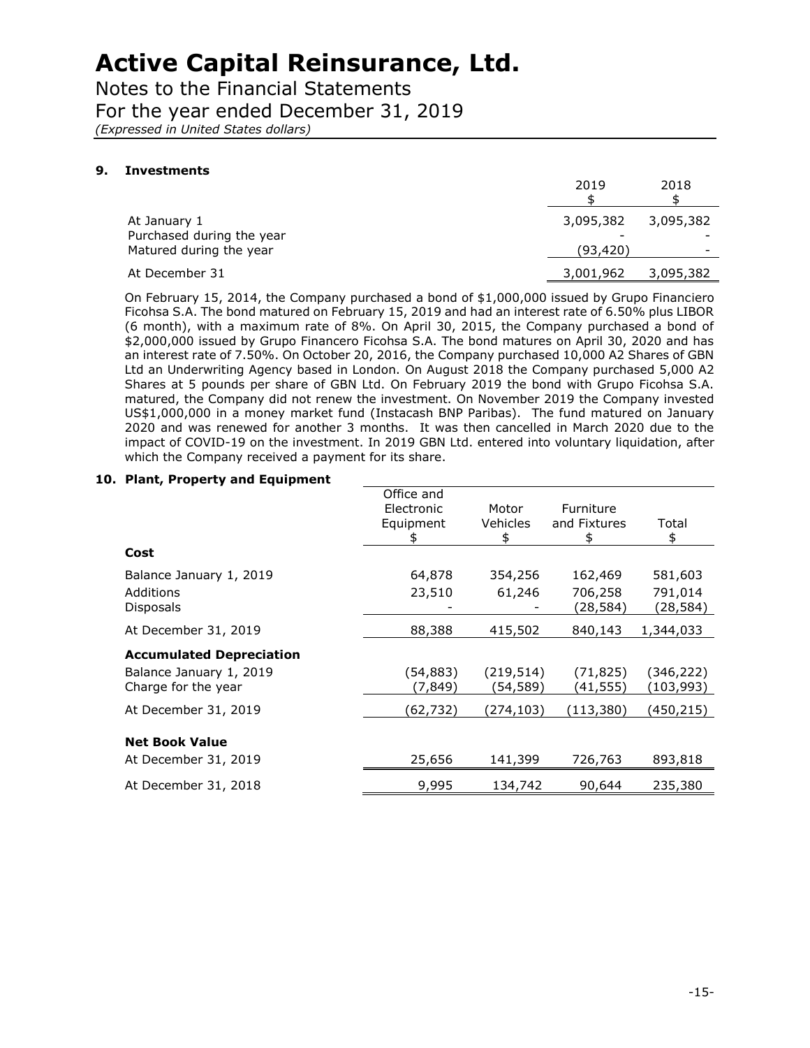# Active Capital Reinsurance, Ltd.

Notes to the Financial Statements
For the year ended December 31, 2019
*(Expressed in United States dollars)*

## 9. Investments

| | 2019<br>$ | 2018<br>$ |
|---|---|---|
| At January 1 | 3,095,382 | 3,095,382 |
| Purchased during the year | - | - |
| Matured during the year | (93,420) | - |
| At December 31 | 3,001,962 | 3,095,382 |

On February 15, 2014, the Company purchased a bond of $1,000,000 issued by Grupo Financiero Ficohsa S.A. The bond matured on February 15, 2019 and had an interest rate of 6.50% plus LIBOR (6 month), with a maximum rate of 8%. On April 30, 2015, the Company purchased a bond of $2,000,000 issued by Grupo Financero Ficohsa S.A. The bond matures on April 30, 2020 and has an interest rate of 7.50%. On October 20, 2016, the Company purchased 10,000 A2 Shares of GBN Ltd an Underwriting Agency based in London. On August 2018 the Company purchased 5,000 A2 Shares at 5 pounds per share of GBN Ltd. On February 2019 the bond with Grupo Ficohsa S.A. matured, the Company did not renew the investment. On November 2019 the Company invested US$1,000,000 in a money market fund (Instacash BNP Paribas). The fund matured on January 2020 and was renewed for another 3 months. It was then cancelled in March 2020 due to the impact of COVID-19 on the investment. In 2019 GBN Ltd. entered into voluntary liquidation, after which the Company received a payment for its share.

## 10. Plant, Property and Equipment

| | Office and Electronic Equipment<br>$ | Motor Vehicles<br>$ | Furniture and Fixtures<br>$ | Total<br>$ |
|---|---|---|---|---|
| **Cost** | | | | |
| Balance January 1, 2019 | 64,878 | 354,256 | 162,469 | 581,603 |
| Additions | 23,510 | 61,246 | 706,258 | 791,014 |
| Disposals | - | - | (28,584) | (28,584) |
| At December 31, 2019 | 88,388 | 415,502 | 840,143 | 1,344,033 |
| **Accumulated Depreciation** | | | | |
| Balance January 1, 2019 | (54,883) | (219,514) | (71,825) | (346,222) |
| Charge for the year | (7,849) | (54,589) | (41,555) | (103,993) |
| At December 31, 2019 | (62,732) | (274,103) | (113,380) | (450,215) |
| **Net Book Value** | | | | |
| At December 31, 2019 | 25,656 | 141,399 | 726,763 | 893,818 |
| At December 31, 2018 | 9,995 | 134,742 | 90,644 | 235,380 |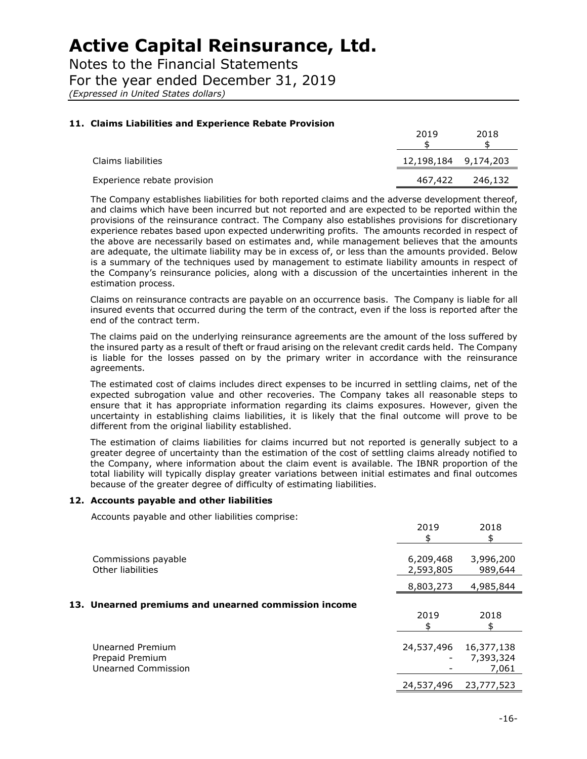# Active Capital Reinsurance, Ltd.

Notes to the Financial Statements

For the year ended December 31, 2019

*(Expressed in United States dollars)*

### 11. Claims Liabilities and Experience Rebate Provision

| | 2019<br>$ | 2018<br>$ |
|---|---|---|
| Claims liabilities | 12,198,184 | 9,174,203 |
| Experience rebate provision | 467,422 | 246,132 |

The Company establishes liabilities for both reported claims and the adverse development thereof, and claims which have been incurred but not reported and are expected to be reported within the provisions of the reinsurance contract. The Company also establishes provisions for discretionary experience rebates based upon expected underwriting profits. The amounts recorded in respect of the above are necessarily based on estimates and, while management believes that the amounts are adequate, the ultimate liability may be in excess of, or less than the amounts provided. Below is a summary of the techniques used by management to estimate liability amounts in respect of the Company's reinsurance policies, along with a discussion of the uncertainties inherent in the estimation process.

Claims on reinsurance contracts are payable on an occurrence basis. The Company is liable for all insured events that occurred during the term of the contract, even if the loss is reported after the end of the contract term.

The claims paid on the underlying reinsurance agreements are the amount of the loss suffered by the insured party as a result of theft or fraud arising on the relevant credit cards held. The Company is liable for the losses passed on by the primary writer in accordance with the reinsurance agreements.

The estimated cost of claims includes direct expenses to be incurred in settling claims, net of the expected subrogation value and other recoveries. The Company takes all reasonable steps to ensure that it has appropriate information regarding its claims exposures. However, given the uncertainty in establishing claims liabilities, it is likely that the final outcome will prove to be different from the original liability established.

The estimation of claims liabilities for claims incurred but not reported is generally subject to a greater degree of uncertainty than the estimation of the cost of settling claims already notified to the Company, where information about the claim event is available. The IBNR proportion of the total liability will typically display greater variations between initial estimates and final outcomes because of the greater degree of difficulty of estimating liabilities.

### 12. Accounts payable and other liabilities

Accounts payable and other liabilities comprise:

| | 2019<br>$ | 2018<br>$ |
|---|---|---|
| Commissions payable | 6,209,468 | 3,996,200 |
| Other liabilities | 2,593,805 | 989,644 |
| | 8,803,273 | 4,985,844 |

### 13. Unearned premiums and unearned commission income

| | 2019<br>$ | 2018<br>$ |
|---|---|---|
| Unearned Premium | 24,537,496 | 16,377,138 |
| Prepaid Premium | - | 7,393,324 |
| Unearned Commission | - | 7,061 |
| | 24,537,496 | 23,777,523 |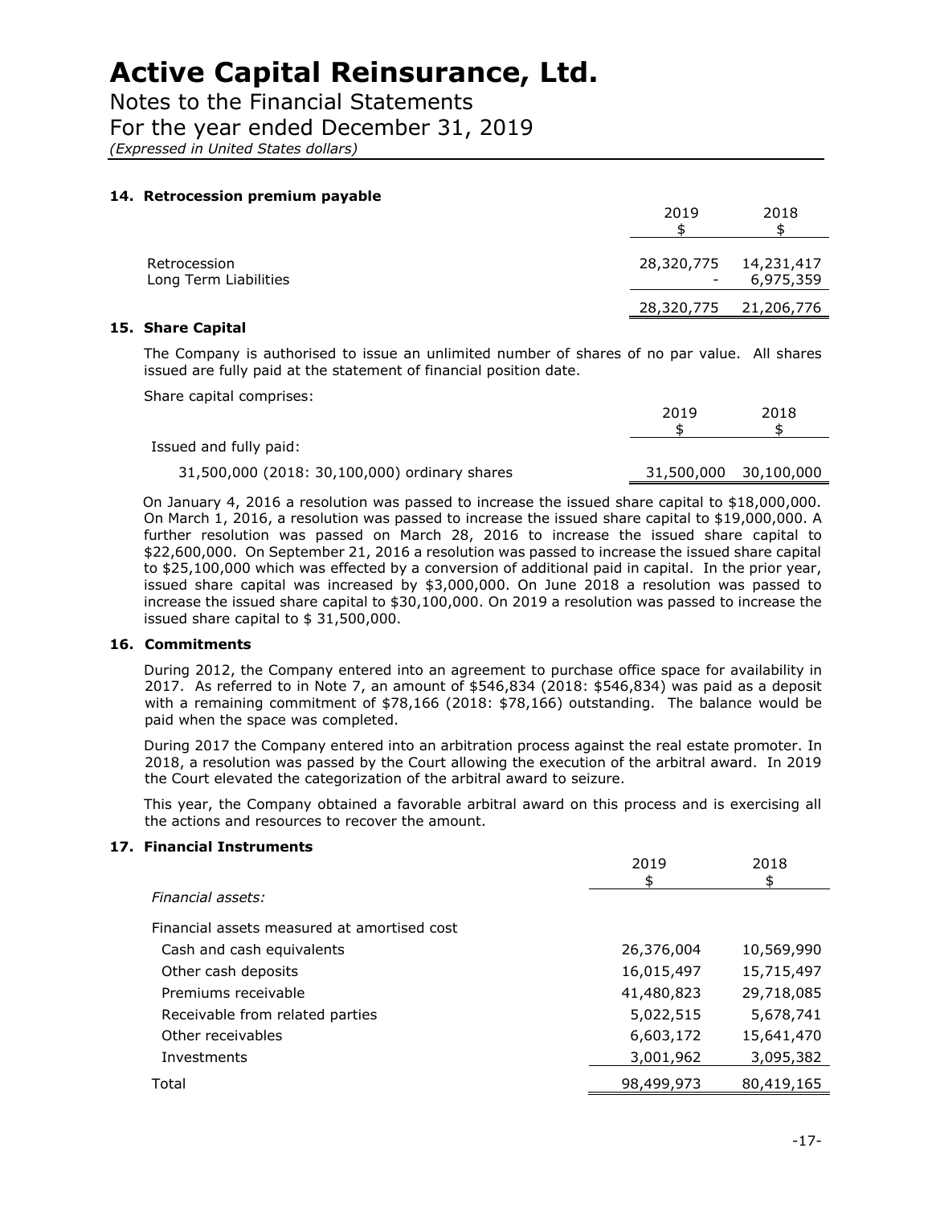# Active Capital Reinsurance, Ltd.

Notes to the Financial Statements
For the year ended December 31, 2019
*(Expressed in United States dollars)*

### 14. Retrocession premium payable

| | 2019 $ | 2018 $ |
|---|---|---|
| Retrocession | 28,320,775 | 14,231,417 |
| Long Term Liabilities | - | 6,975,359 |
| | 28,320,775 | 21,206,776 |

### 15. Share Capital

The Company is authorised to issue an unlimited number of shares of no par value. All shares issued are fully paid at the statement of financial position date.

Share capital comprises:

| | 2019 $ | 2018 $ |
|---|---|---|
| Issued and fully paid: | | |
| 31,500,000 (2018: 30,100,000) ordinary shares | 31,500,000 | 30,100,000 |

On January 4, 2016 a resolution was passed to increase the issued share capital to $18,000,000. On March 1, 2016, a resolution was passed to increase the issued share capital to $19,000,000. A further resolution was passed on March 28, 2016 to increase the issued share capital to $22,600,000. On September 21, 2016 a resolution was passed to increase the issued share capital to $25,100,000 which was effected by a conversion of additional paid in capital. In the prior year, issued share capital was increased by $3,000,000. On June 2018 a resolution was passed to increase the issued share capital to $30,100,000. On 2019 a resolution was passed to increase the issued share capital to $ 31,500,000.

### 16. Commitments

During 2012, the Company entered into an agreement to purchase office space for availability in 2017. As referred to in Note 7, an amount of $546,834 (2018: $546,834) was paid as a deposit with a remaining commitment of $78,166 (2018: $78,166) outstanding. The balance would be paid when the space was completed.

During 2017 the Company entered into an arbitration process against the real estate promoter. In 2018, a resolution was passed by the Court allowing the execution of the arbitral award. In 2019 the Court elevated the categorization of the arbitral award to seizure.

This year, the Company obtained a favorable arbitral award on this process and is exercising all the actions and resources to recover the amount.

### 17. Financial Instruments

| | 2019 $ | 2018 $ |
|---|---|---|
| *Financial assets:* | | |
| Financial assets measured at amortised cost | | |
| Cash and cash equivalents | 26,376,004 | 10,569,990 |
| Other cash deposits | 16,015,497 | 15,715,497 |
| Premiums receivable | 41,480,823 | 29,718,085 |
| Receivable from related parties | 5,022,515 | 5,678,741 |
| Other receivables | 6,603,172 | 15,641,470 |
| Investments | 3,001,962 | 3,095,382 |
| Total | 98,499,973 | 80,419,165 |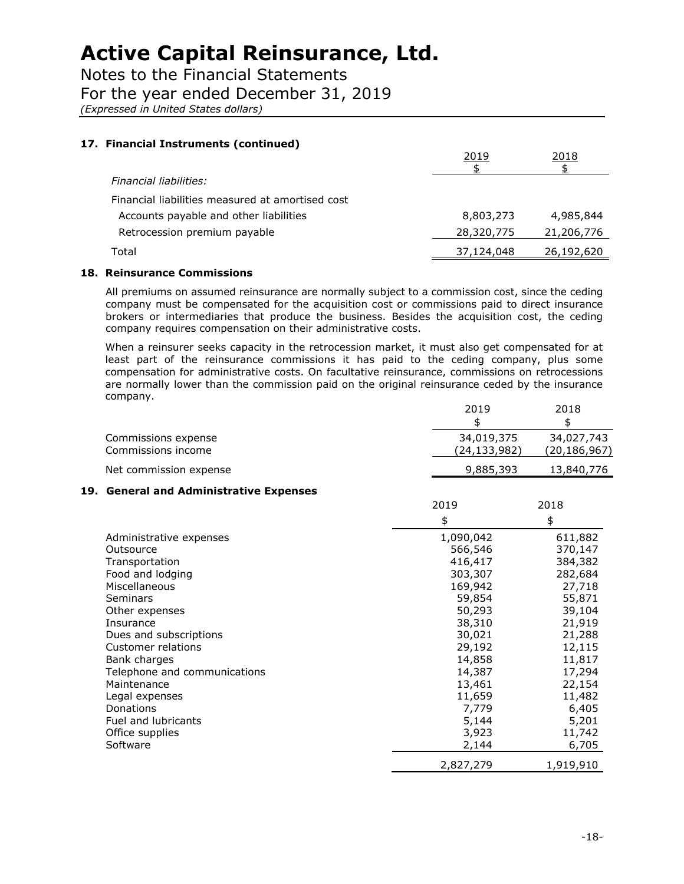## 17. Financial Instruments (continued)

| | 2019 | 2018 |
|---|---|---|
| | $ | $ |
| *Financial liabilities:* | | |
| Financial liabilities measured at amortised cost | | |
| Accounts payable and other liabilities | 8,803,273 | 4,985,844 |
| Retrocession premium payable | 28,320,775 | 21,206,776 |
| Total | 37,124,048 | 26,192,620 |

## 18. Reinsurance Commissions

All premiums on assumed reinsurance are normally subject to a commission cost, since the ceding company must be compensated for the acquisition cost or commissions paid to direct insurance brokers or intermediaries that produce the business. Besides the acquisition cost, the ceding company requires compensation on their administrative costs.

When a reinsurer seeks capacity in the retrocession market, it must also get compensated for at least part of the reinsurance commissions it has paid to the ceding company, plus some compensation for administrative costs. On facultative reinsurance, commissions on retrocessions are normally lower than the commission paid on the original reinsurance ceded by the insurance company.

| | 2019 | 2018 |
|---|---|---|
| | $ | $ |
| Commissions expense | 34,019,375 | 34,027,743 |
| Commissions income | (24,133,982) | (20,186,967) |
| Net commission expense | 9,885,393 | 13,840,776 |

## 19. General and Administrative Expenses

| | 2019 | 2018 |
|---|---|---|
| | $ | $ |
| Administrative expenses | 1,090,042 | 611,882 |
| Outsource | 566,546 | 370,147 |
| Transportation | 416,417 | 384,382 |
| Food and lodging | 303,307 | 282,684 |
| Miscellaneous | 169,942 | 27,718 |
| Seminars | 59,854 | 55,871 |
| Other expenses | 50,293 | 39,104 |
| Insurance | 38,310 | 21,919 |
| Dues and subscriptions | 30,021 | 21,288 |
| Customer relations | 29,192 | 12,115 |
| Bank charges | 14,858 | 11,817 |
| Telephone and communications | 14,387 | 17,294 |
| Maintenance | 13,461 | 22,154 |
| Legal expenses | 11,659 | 11,482 |
| Donations | 7,779 | 6,405 |
| Fuel and lubricants | 5,144 | 5,201 |
| Office supplies | 3,923 | 11,742 |
| Software | 2,144 | 6,705 |
| | 2,827,279 | 1,919,910 |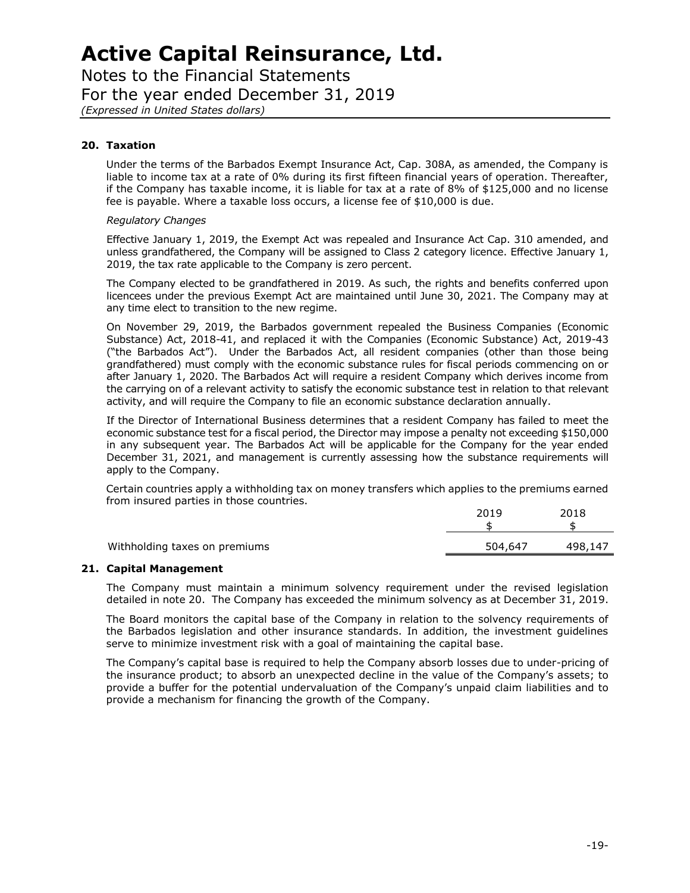## 20. Taxation

Under the terms of the Barbados Exempt Insurance Act, Cap. 308A, as amended, the Company is liable to income tax at a rate of 0% during its first fifteen financial years of operation. Thereafter, if the Company has taxable income, it is liable for tax at a rate of 8% of $125,000 and no license fee is payable. Where a taxable loss occurs, a license fee of $10,000 is due.

*Regulatory Changes*

Effective January 1, 2019, the Exempt Act was repealed and Insurance Act Cap. 310 amended, and unless grandfathered, the Company will be assigned to Class 2 category licence. Effective January 1, 2019, the tax rate applicable to the Company is zero percent.

The Company elected to be grandfathered in 2019. As such, the rights and benefits conferred upon licencees under the previous Exempt Act are maintained until June 30, 2021. The Company may at any time elect to transition to the new regime.

On November 29, 2019, the Barbados government repealed the Business Companies (Economic Substance) Act, 2018-41, and replaced it with the Companies (Economic Substance) Act, 2019-43 ("the Barbados Act"). Under the Barbados Act, all resident companies (other than those being grandfathered) must comply with the economic substance rules for fiscal periods commencing on or after January 1, 2020. The Barbados Act will require a resident Company which derives income from the carrying on of a relevant activity to satisfy the economic substance test in relation to that relevant activity, and will require the Company to file an economic substance declaration annually.

If the Director of International Business determines that a resident Company has failed to meet the economic substance test for a fiscal period, the Director may impose a penalty not exceeding $150,000 in any subsequent year. The Barbados Act will be applicable for the Company for the year ended December 31, 2021, and management is currently assessing how the substance requirements will apply to the Company.

Certain countries apply a withholding tax on money transfers which applies to the premiums earned from insured parties in those countries.

| | 2019<br>$ | 2018<br>$ |
|---|---|---|
| Withholding taxes on premiums | 504,647 | 498,147 |

## 21. Capital Management

The Company must maintain a minimum solvency requirement under the revised legislation detailed in note 20. The Company has exceeded the minimum solvency as at December 31, 2019.

The Board monitors the capital base of the Company in relation to the solvency requirements of the Barbados legislation and other insurance standards. In addition, the investment guidelines serve to minimize investment risk with a goal of maintaining the capital base.

The Company's capital base is required to help the Company absorb losses due to under-pricing of the insurance product; to absorb an unexpected decline in the value of the Company's assets; to provide a buffer for the potential undervaluation of the Company's unpaid claim liabilities and to provide a mechanism for financing the growth of the Company.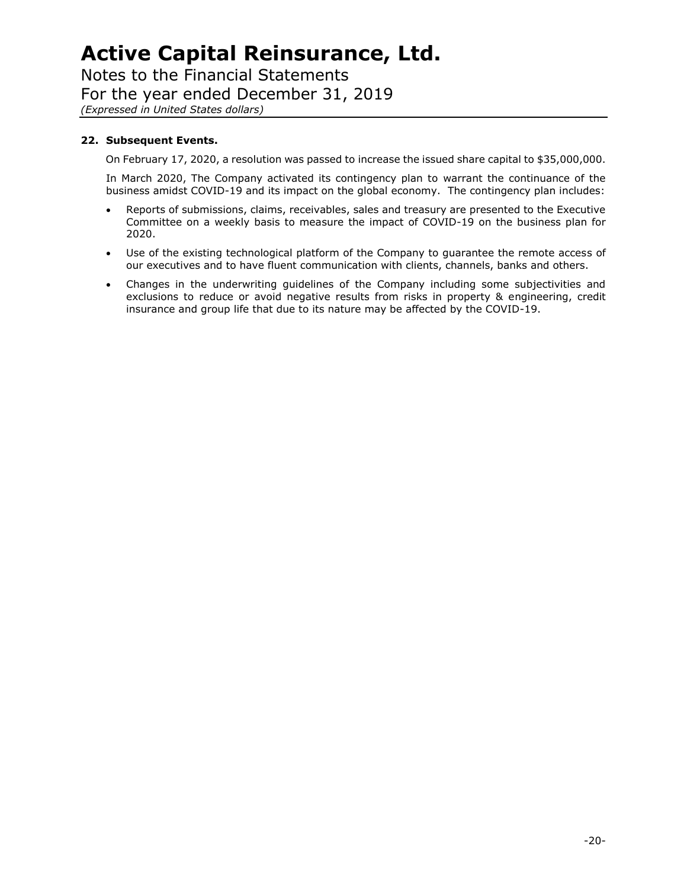**22. Subsequent Events.**

On February 17, 2020, a resolution was passed to increase the issued share capital to $35,000,000.

In March 2020, The Company activated its contingency plan to warrant the continuance of the business amidst COVID-19 and its impact on the global economy. The contingency plan includes:

- Reports of submissions, claims, receivables, sales and treasury are presented to the Executive Committee on a weekly basis to measure the impact of COVID-19 on the business plan for 2020.
- Use of the existing technological platform of the Company to guarantee the remote access of our executives and to have fluent communication with clients, channels, banks and others.
- Changes in the underwriting guidelines of the Company including some subjectivities and exclusions to reduce or avoid negative results from risks in property & engineering, credit insurance and group life that due to its nature may be affected by the COVID-19.